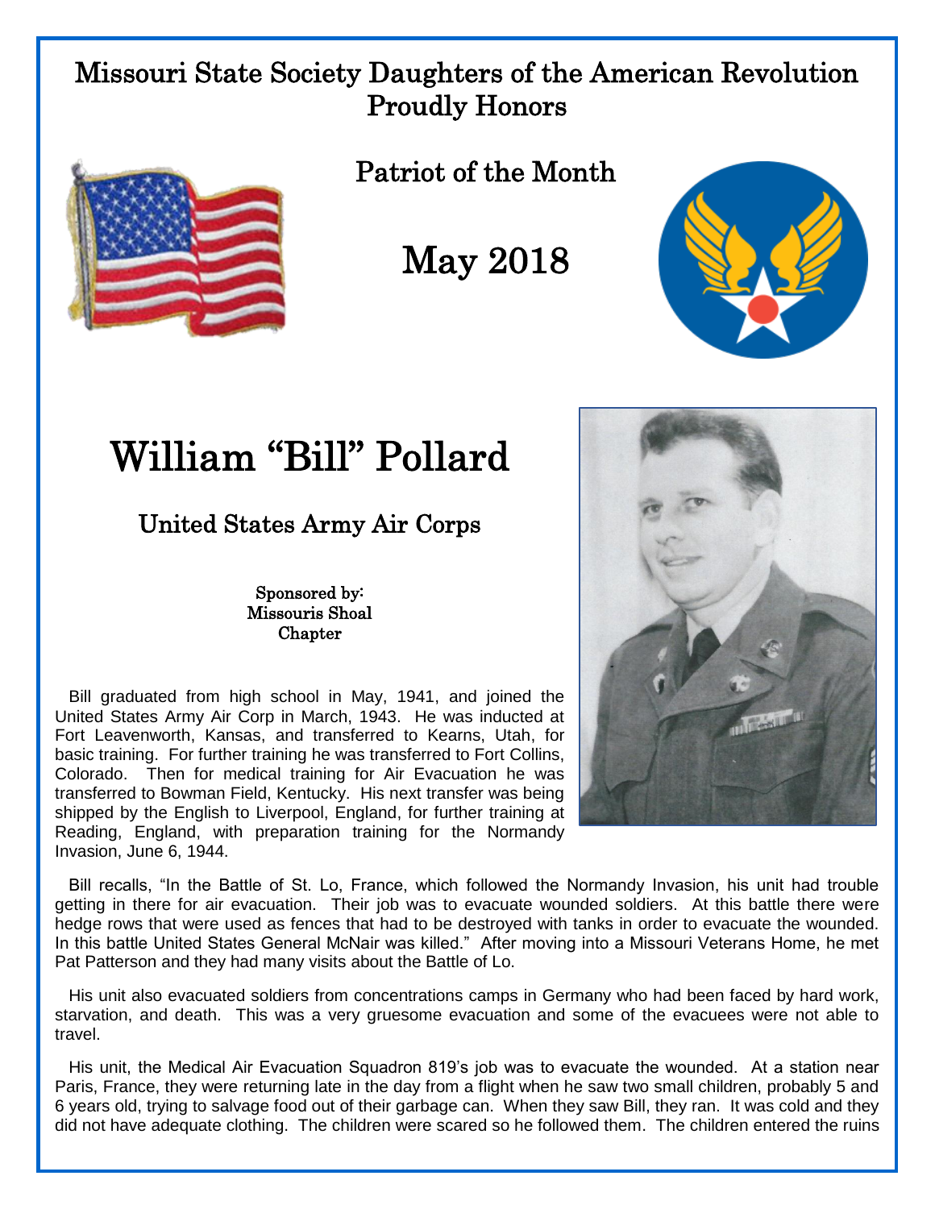# Missouri State Society Daughters of the American Revolution Proudly Honors

## Patriot of the Month

## May 2018

# William “Bill” Pollard

## United States Army Air Corps

Sponsored by:
Missouris Shoal
Chapter

Bill graduated from high school in May, 1941, and joined the United States Army Air Corp in March, 1943. He was inducted at Fort Leavenworth, Kansas, and transferred to Kearns, Utah, for basic training. For further training he was transferred to Fort Collins, Colorado. Then for medical training for Air Evacuation he was transferred to Bowman Field, Kentucky. His next transfer was being shipped by the English to Liverpool, England, for further training at Reading, England, with preparation training for the Normandy Invasion, June 6, 1944.

Bill recalls, “In the Battle of St. Lo, France, which followed the Normandy Invasion, his unit had trouble getting in there for air evacuation. Their job was to evacuate wounded soldiers. At this battle there were hedge rows that were used as fences that had to be destroyed with tanks in order to evacuate the wounded. In this battle United States General McNair was killed.” After moving into a Missouri Veterans Home, he met Pat Patterson and they had many visits about the Battle of Lo.

His unit also evacuated soldiers from concentrations camps in Germany who had been faced by hard work, starvation, and death. This was a very gruesome evacuation and some of the evacuees were not able to travel.

His unit, the Medical Air Evacuation Squadron 819’s job was to evacuate the wounded. At a station near Paris, France, they were returning late in the day from a flight when he saw two small children, probably 5 and 6 years old, trying to salvage food out of their garbage can. When they saw Bill, they ran. It was cold and they did not have adequate clothing. The children were scared so he followed them. The children entered the ruins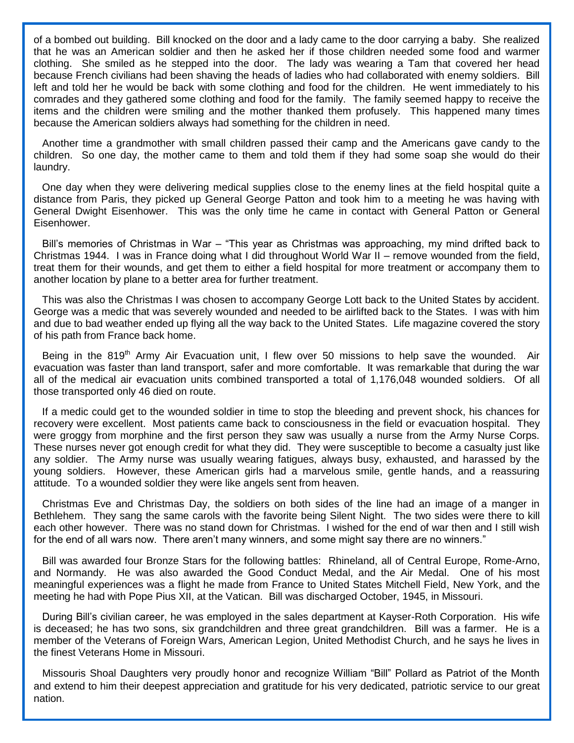of a bombed out building. Bill knocked on the door and a lady came to the door carrying a baby. She realized that he was an American soldier and then he asked her if those children needed some food and warmer clothing. She smiled as he stepped into the door. The lady was wearing a Tam that covered her head because French civilians had been shaving the heads of ladies who had collaborated with enemy soldiers. Bill left and told her he would be back with some clothing and food for the children. He went immediately to his comrades and they gathered some clothing and food for the family. The family seemed happy to receive the items and the children were smiling and the mother thanked them profusely. This happened many times because the American soldiers always had something for the children in need.

Another time a grandmother with small children passed their camp and the Americans gave candy to the children. So one day, the mother came to them and told them if they had some soap she would do their laundry.

One day when they were delivering medical supplies close to the enemy lines at the field hospital quite a distance from Paris, they picked up General George Patton and took him to a meeting he was having with General Dwight Eisenhower. This was the only time he came in contact with General Patton or General Eisenhower.

Bill's memories of Christmas in War – "This year as Christmas was approaching, my mind drifted back to Christmas 1944. I was in France doing what I did throughout World War II – remove wounded from the field, treat them for their wounds, and get them to either a field hospital for more treatment or accompany them to another location by plane to a better area for further treatment.

This was also the Christmas I was chosen to accompany George Lott back to the United States by accident. George was a medic that was severely wounded and needed to be airlifted back to the States. I was with him and due to bad weather ended up flying all the way back to the United States. Life magazine covered the story of his path from France back home.

Being in the 819th Army Air Evacuation unit, I flew over 50 missions to help save the wounded. Air evacuation was faster than land transport, safer and more comfortable. It was remarkable that during the war all of the medical air evacuation units combined transported a total of 1,176,048 wounded soldiers. Of all those transported only 46 died on route.

If a medic could get to the wounded soldier in time to stop the bleeding and prevent shock, his chances for recovery were excellent. Most patients came back to consciousness in the field or evacuation hospital. They were groggy from morphine and the first person they saw was usually a nurse from the Army Nurse Corps. These nurses never got enough credit for what they did. They were susceptible to become a casualty just like any soldier. The Army nurse was usually wearing fatigues, always busy, exhausted, and harassed by the young soldiers. However, these American girls had a marvelous smile, gentle hands, and a reassuring attitude. To a wounded soldier they were like angels sent from heaven.

Christmas Eve and Christmas Day, the soldiers on both sides of the line had an image of a manger in Bethlehem. They sang the same carols with the favorite being Silent Night. The two sides were there to kill each other however. There was no stand down for Christmas. I wished for the end of war then and I still wish for the end of all wars now. There aren't many winners, and some might say there are no winners."

Bill was awarded four Bronze Stars for the following battles: Rhineland, all of Central Europe, Rome-Arno, and Normandy. He was also awarded the Good Conduct Medal, and the Air Medal. One of his most meaningful experiences was a flight he made from France to United States Mitchell Field, New York, and the meeting he had with Pope Pius XII, at the Vatican. Bill was discharged October, 1945, in Missouri.

During Bill's civilian career, he was employed in the sales department at Kayser-Roth Corporation. His wife is deceased; he has two sons, six grandchildren and three great grandchildren. Bill was a farmer. He is a member of the Veterans of Foreign Wars, American Legion, United Methodist Church, and he says he lives in the finest Veterans Home in Missouri.

Missouris Shoal Daughters very proudly honor and recognize William "Bill" Pollard as Patriot of the Month and extend to him their deepest appreciation and gratitude for his very dedicated, patriotic service to our great nation.